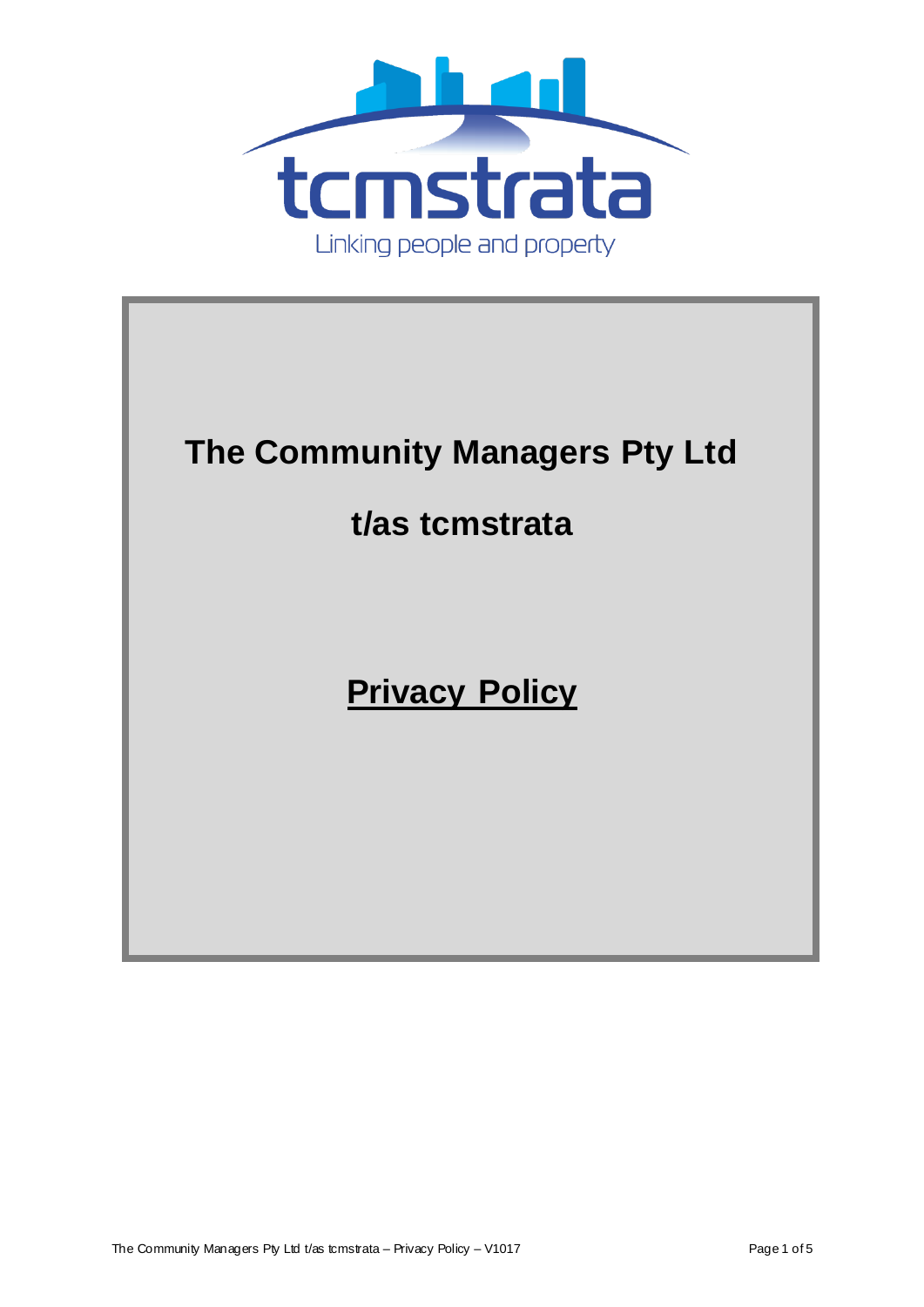tcmstrata

Linking people and property

# The Community Managers Pty Ltd

## t/as tcmstrata

## Privacy Policy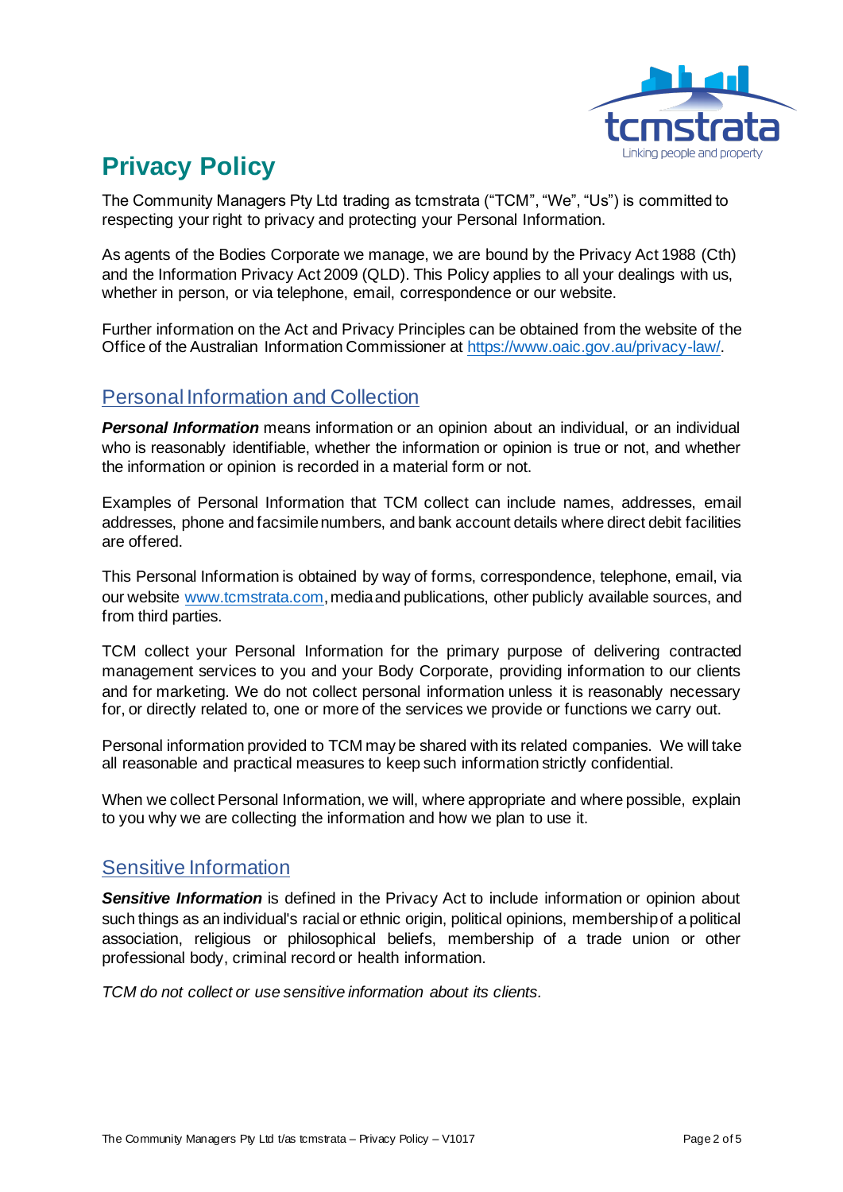# Privacy Policy

The Community Managers Pty Ltd trading as tcmstrata ("TCM", "We", "Us") is committed to respecting your right to privacy and protecting your Personal Information.

As agents of the Bodies Corporate we manage, we are bound by the Privacy Act 1988 (Cth) and the Information Privacy Act 2009 (QLD). This Policy applies to all your dealings with us, whether in person, or via telephone, email, correspondence or our website.

Further information on the Act and Privacy Principles can be obtained from the website of the Office of the Australian Information Commissioner at https://www.oaic.gov.au/privacy-law/.

## Personal Information and Collection

***Personal Information*** means information or an opinion about an individual, or an individual who is reasonably identifiable, whether the information or opinion is true or not, and whether the information or opinion is recorded in a material form or not.

Examples of Personal Information that TCM collect can include names, addresses, email addresses, phone and facsimile numbers, and bank account details where direct debit facilities are offered.

This Personal Information is obtained by way of forms, correspondence, telephone, email, via our website www.tcmstrata.com, media and publications, other publicly available sources, and from third parties.

TCM collect your Personal Information for the primary purpose of delivering contracted management services to you and your Body Corporate, providing information to our clients and for marketing. We do not collect personal information unless it is reasonably necessary for, or directly related to, one or more of the services we provide or functions we carry out.

Personal information provided to TCM may be shared with its related companies. We will take all reasonable and practical measures to keep such information strictly confidential.

When we collect Personal Information, we will, where appropriate and where possible, explain to you why we are collecting the information and how we plan to use it.

## Sensitive Information

***Sensitive Information*** is defined in the Privacy Act to include information or opinion about such things as an individual's racial or ethnic origin, political opinions, membership of a political association, religious or philosophical beliefs, membership of a trade union or other professional body, criminal record or health information.

*TCM do not collect or use sensitive information about its clients.*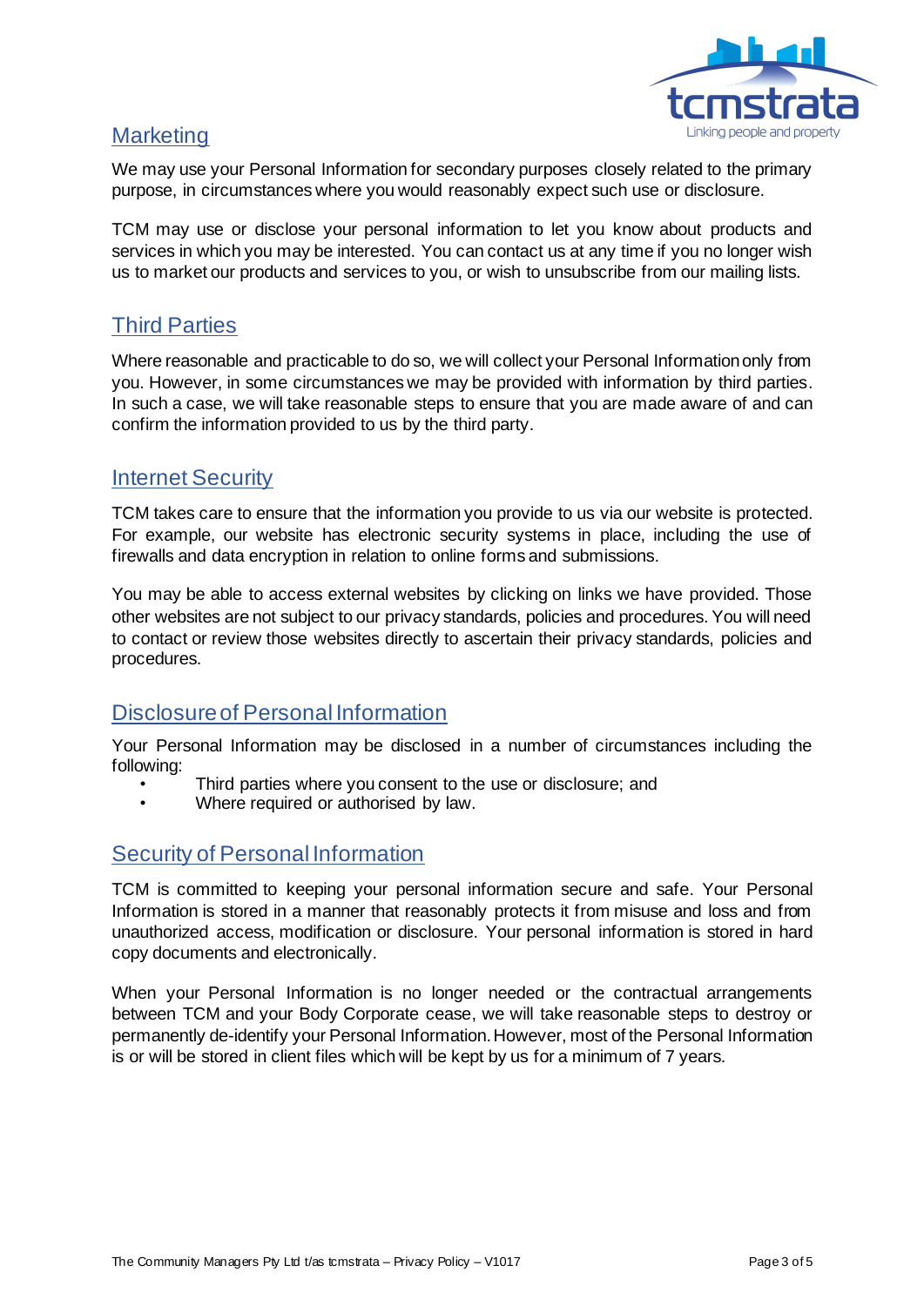## Marketing

We may use your Personal Information for secondary purposes closely related to the primary purpose, in circumstances where you would reasonably expect such use or disclosure.

TCM may use or disclose your personal information to let you know about products and services in which you may be interested. You can contact us at any time if you no longer wish us to market our products and services to you, or wish to unsubscribe from our mailing lists.

## Third Parties

Where reasonable and practicable to do so, we will collect your Personal Information only from you. However, in some circumstances we may be provided with information by third parties. In such a case, we will take reasonable steps to ensure that you are made aware of and can confirm the information provided to us by the third party.

## Internet Security

TCM takes care to ensure that the information you provide to us via our website is protected. For example, our website has electronic security systems in place, including the use of firewalls and data encryption in relation to online forms and submissions.

You may be able to access external websites by clicking on links we have provided. Those other websites are not subject to our privacy standards, policies and procedures. You will need to contact or review those websites directly to ascertain their privacy standards, policies and procedures.

## Disclosure of Personal Information

Your Personal Information may be disclosed in a number of circumstances including the following:

- Third parties where you consent to the use or disclosure; and
- Where required or authorised by law.

## Security of Personal Information

TCM is committed to keeping your personal information secure and safe. Your Personal Information is stored in a manner that reasonably protects it from misuse and loss and from unauthorized access, modification or disclosure. Your personal information is stored in hard copy documents and electronically.

When your Personal Information is no longer needed or the contractual arrangements between TCM and your Body Corporate cease, we will take reasonable steps to destroy or permanently de-identify your Personal Information. However, most of the Personal Information is or will be stored in client files which will be kept by us for a minimum of 7 years.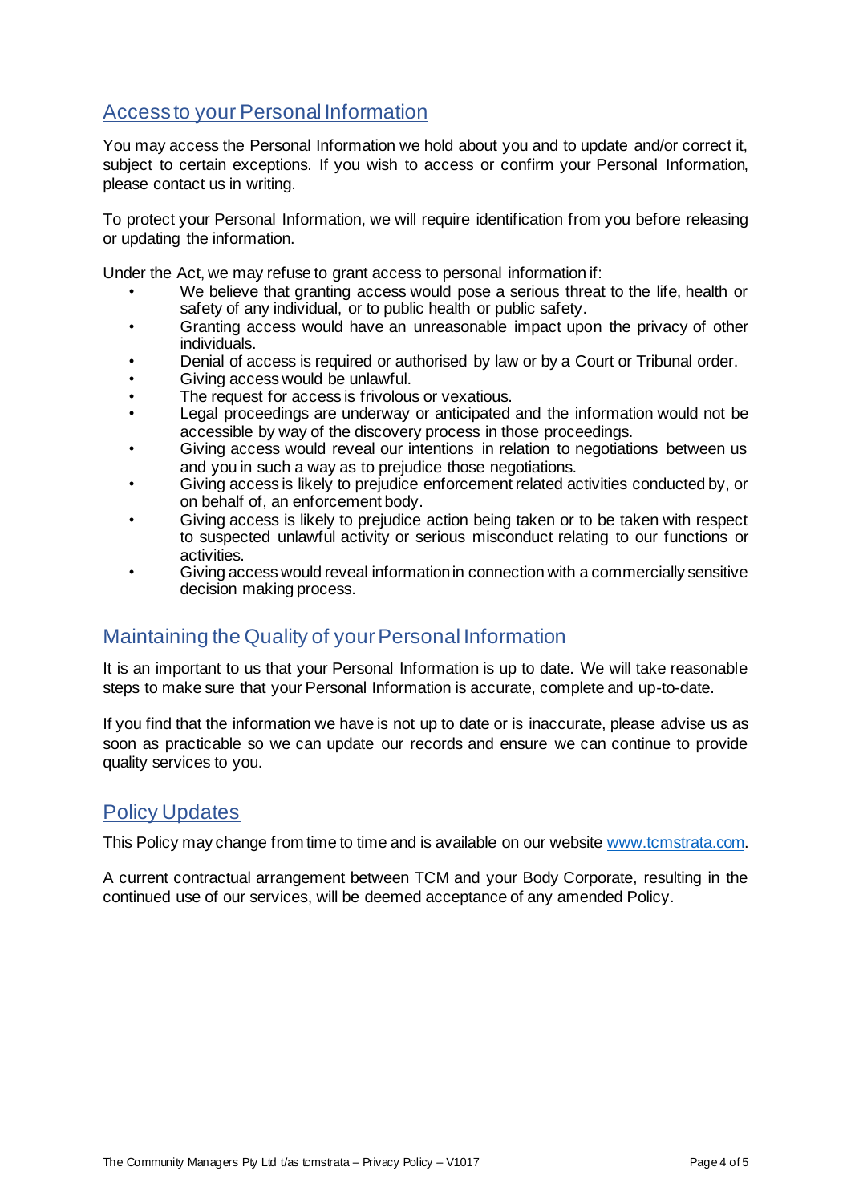## Access to your Personal Information

You may access the Personal Information we hold about you and to update and/or correct it, subject to certain exceptions. If you wish to access or confirm your Personal Information, please contact us in writing.

To protect your Personal Information, we will require identification from you before releasing or updating the information.

Under the Act, we may refuse to grant access to personal information if:

- We believe that granting access would pose a serious threat to the life, health or safety of any individual, or to public health or public safety.
- Granting access would have an unreasonable impact upon the privacy of other individuals.
- Denial of access is required or authorised by law or by a Court or Tribunal order.
- Giving access would be unlawful.
- The request for access is frivolous or vexatious.
- Legal proceedings are underway or anticipated and the information would not be accessible by way of the discovery process in those proceedings.
- Giving access would reveal our intentions in relation to negotiations between us and you in such a way as to prejudice those negotiations.
- Giving access is likely to prejudice enforcement related activities conducted by, or on behalf of, an enforcement body.
- Giving access is likely to prejudice action being taken or to be taken with respect to suspected unlawful activity or serious misconduct relating to our functions or activities.
- Giving access would reveal information in connection with a commercially sensitive decision making process.

## Maintaining the Quality of your Personal Information

It is an important to us that your Personal Information is up to date. We will take reasonable steps to make sure that your Personal Information is accurate, complete and up-to-date.

If you find that the information we have is not up to date or is inaccurate, please advise us as soon as practicable so we can update our records and ensure we can continue to provide quality services to you.

## Policy Updates

This Policy may change from time to time and is available on our website www.tcmstrata.com.

A current contractual arrangement between TCM and your Body Corporate, resulting in the continued use of our services, will be deemed acceptance of any amended Policy.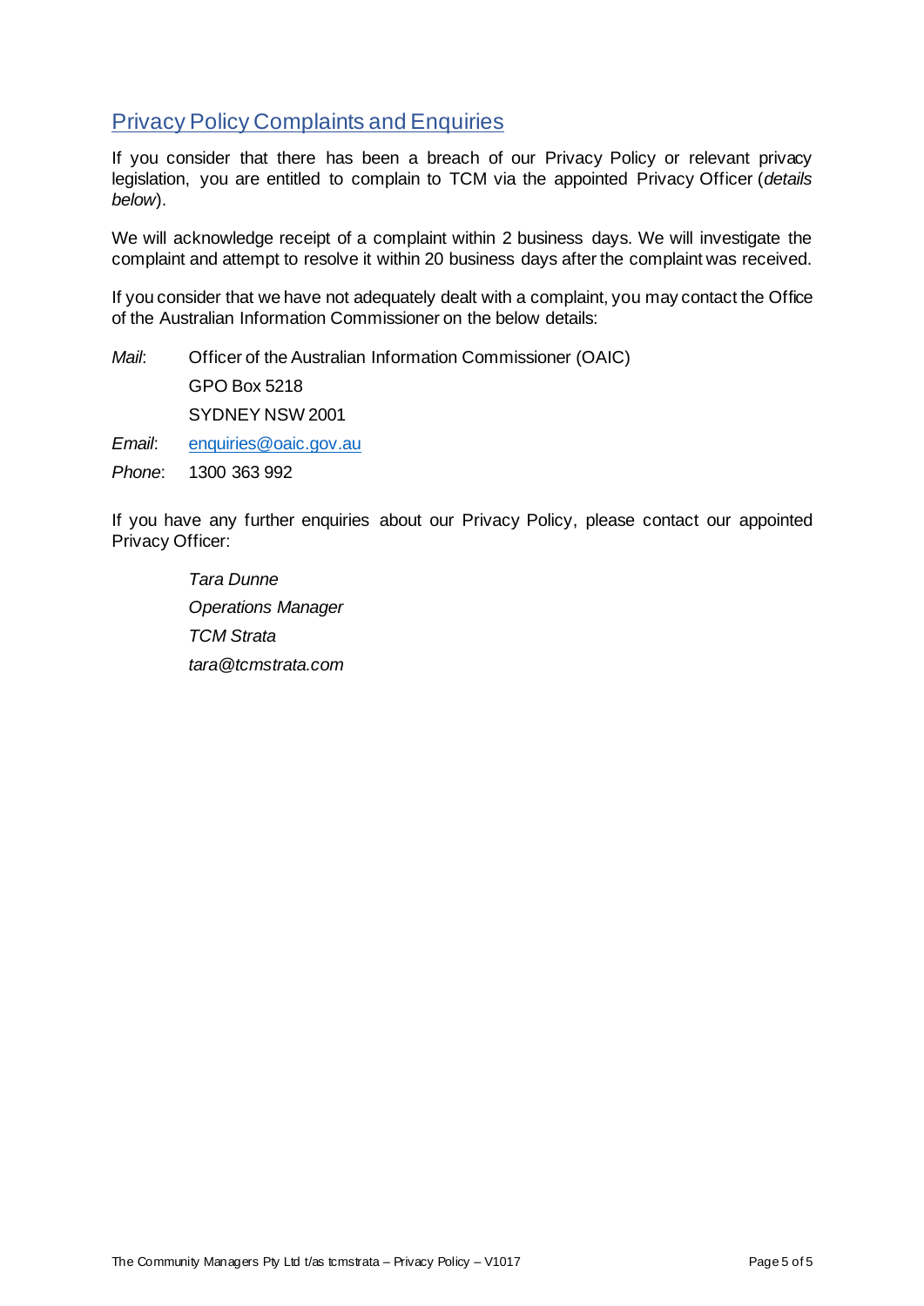## Privacy Policy Complaints and Enquiries

If you consider that there has been a breach of our Privacy Policy or relevant privacy legislation, you are entitled to complain to TCM via the appointed Privacy Officer (*details below*).

We will acknowledge receipt of a complaint within 2 business days. We will investigate the complaint and attempt to resolve it within 20 business days after the complaint was received.

If you consider that we have not adequately dealt with a complaint, you may contact the Office of the Australian Information Commissioner on the below details:

*Mail*: Officer of the Australian Information Commissioner (OAIC)
GPO Box 5218
SYDNEY NSW 2001

*Email*: enquiries@oaic.gov.au

*Phone*: 1300 363 992

If you have any further enquiries about our Privacy Policy, please contact our appointed Privacy Officer:

*Tara Dunne*
*Operations Manager*
*TCM Strata*
*tara@tcmstrata.com*